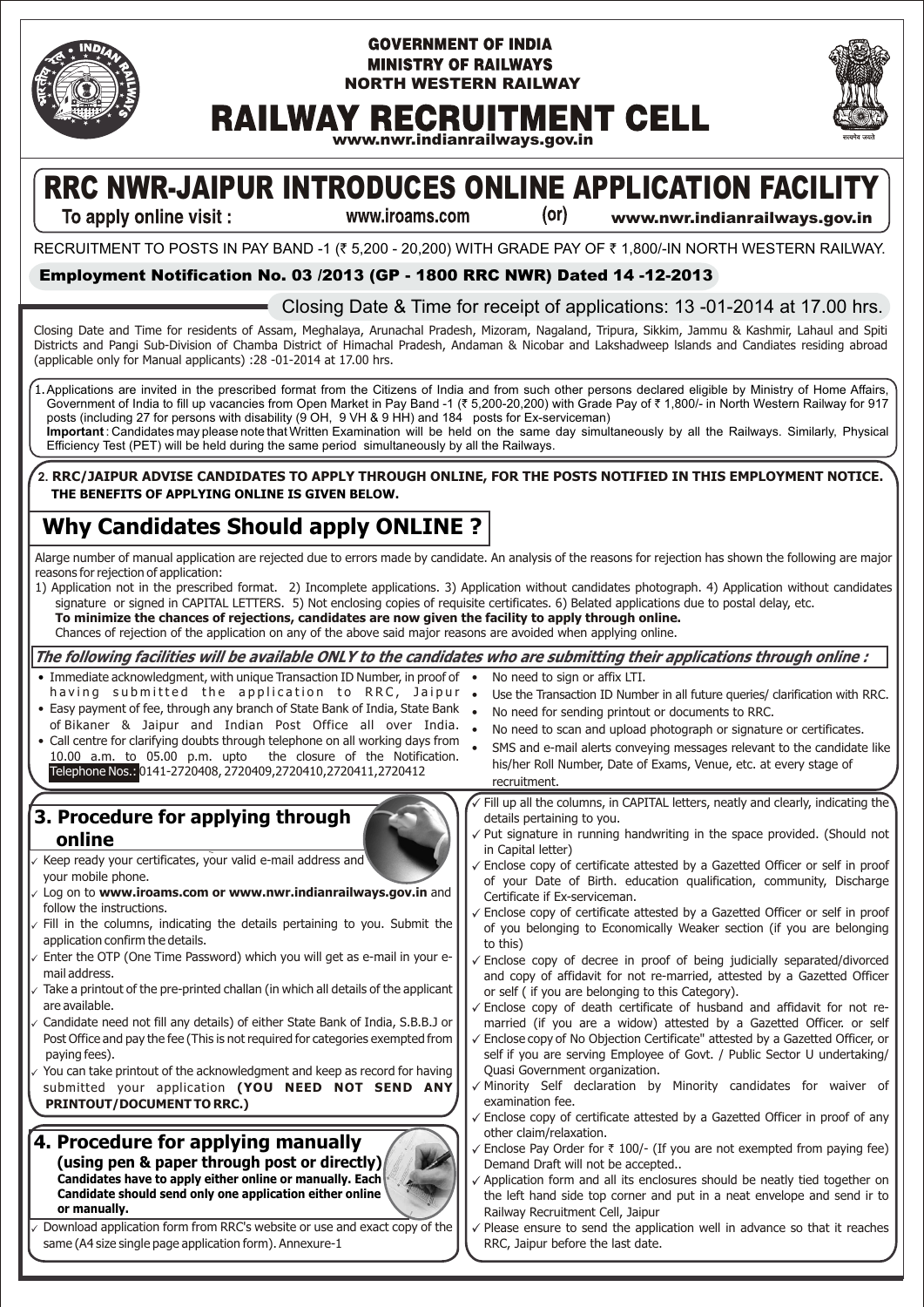GOVERNMENT OF INDIA
MINISTRY OF RAILWAYS
NORTH WESTERN RAILWAY

# RAILWAY RECRUITMENT CELL

www.nwr.indianrailways.gov.in

# RRC NWR-JAIPUR INTRODUCES ONLINE APPLICATION FACILITY

**To apply online visit : www.iroams.com (or) www.nwr.indianrailways.gov.in**

RECRUITMENT TO POSTS IN PAY BAND -1 (₹ 5,200 - 20,200) WITH GRADE PAY OF ₹ 1,800/-IN NORTH WESTERN RAILWAY.

## Employment Notification No. 03 /2013 (GP - 1800 RRC NWR) Dated 14 -12-2013

Closing Date & Time for receipt of applications: 13 -01-2014 at 17.00 hrs.

Closing Date and Time for residents of Assam, Meghalaya, Arunachal Pradesh, Mizoram, Nagaland, Tripura, Sikkim, Jammu & Kashmir, Lahaul and Spiti Districts and Pangi Sub-Division of Chamba District of Himachal Pradesh, Andaman & Nicobar and Lakshadweep lslands and Candiates residing abroad (applicable only for Manual applicants) :28 -01-2014 at 17.00 hrs.

1. Applications are invited in the prescribed format from the Citizens of India and from such other persons declared eligible by Ministry of Home Affairs, Government of India to fill up vacancies from Open Market in Pay Band -1 (₹ 5,200-20,200) with Grade Pay of ₹ 1,800/- in North Western Railway for 917 posts (including 27 for persons with disability (9 OH, 9 VH & 9 HH) and 184 posts for Ex-serviceman)
**Important** : Candidates may please note that Written Examination will be held on the same day simultaneously by all the Railways. Similarly, Physical Efficiency Test (PET) will be held during the same period simultaneously by all the Railways.

2. **RRC/JAIPUR ADVISE CANDIDATES TO APPLY THROUGH ONLINE, FOR THE POSTS NOTIFIED IN THIS EMPLOYMENT NOTICE. THE BENEFITS OF APPLYING ONLINE IS GIVEN BELOW.**

## Why Candidates Should apply ONLINE ?

Alarge number of manual application are rejected due to errors made by candidate. An analysis of the reasons for rejection has shown the following are major reasons for rejection of application:

1) Application not in the prescribed format. 2) Incomplete applications. 3) Application without candidates photograph. 4) Application without candidates signature or signed in CAPITAL LETTERS. 5) Not enclosing copies of requisite certificates. 6) Belated applications due to postal delay, etc.
**To minimize the chances of rejections, candidates are now given the facility to apply through online.**
Chances of rejection of the application on any of the above said major reasons are avoided when applying online.

***The following facilities will be available ONLY to the candidates who are submitting their applications through online :***

- Immediate acknowledgment, with unique Transaction ID Number, in proof of having submitted the application to RRC, Jaipur
- Easy payment of fee, through any branch of State Bank of India, State Bank of Bikaner & Jaipur and Indian Post Office all over India.
- Call centre for clarifying doubts through telephone on all working days from 10.00 a.m. to 05.00 p.m. upto the closure of the Notification. Telephone Nos.: 0141-2720408, 2720409,2720410,2720411,2720412
- No need to sign or affix LTI.
- Use the Transaction ID Number in all future queries/ clarification with RRC.
- No need for sending printout or documents to RRC.
- No need to scan and upload photograph or signature or certificates.
- SMS and e-mail alerts conveying messages relevant to the candidate like his/her Roll Number, Date of Exams, Venue, etc. at every stage of recruitment.

## 3. Procedure for applying through online

- ✓ Keep ready your certificates, your valid e-mail address and your mobile phone.
- ✓ Log on to **www.iroams.com or www.nwr.indianrailways.gov.in** and follow the instructions.
- ✓ Fill in the columns, indicating the details pertaining to you. Submit the application confirm the details.
- ✓ Enter the OTP (One Time Password) which you will get as e-mail in your e-mail address.
- ✓ Take a printout of the pre-printed challan (in which all details of the applicant are available.
- ✓ Candidate need not fill any details) of either State Bank of India, S.B.B.J or Post Office and pay the fee (This is not required for categories exempted from paying fees).
- ✓ You can take printout of the acknowledgment and keep as record for having submitted your application **(YOU NEED NOT SEND ANY PRINTOUT/DOCUMENT TO RRC.)**

## 4. Procedure for applying manually

**(using pen & paper through post or directly)**
**Candidates have to apply either online or manually. Each Candidate should send only one application either online or manually.**

- ✓ Download application form from RRC's website or use and exact copy of the same (A4 size single page application form). Annexure-1
- ✓ Fill up all the columns, in CAPITAL letters, neatly and clearly, indicating the details pertaining to you.
- ✓ Put signature in running handwriting in the space provided. (Should not in Capital letter)
- ✓ Enclose copy of certificate attested by a Gazetted Officer or self in proof of your Date of Birth. education qualification, community, Discharge Certificate if Ex-serviceman.
- ✓ Enclose copy of certificate attested by a Gazetted Officer or self in proof of you belonging to Economically Weaker section (if you are belonging to this)
- ✓ Enclose copy of decree in proof of being judicially separated/divorced and copy of affidavit for not re-married, attested by a Gazetted Officer or self ( if you are belonging to this Category).
- ✓ Enclose copy of death certificate of husband and affidavit for not re-married (if you are a widow) attested by a Gazetted Officer. or self
- ✓ Enclose copy of No Objection Certificate" attested by a Gazetted Officer, or self if you are serving Employee of Govt. / Public Sector U undertaking/ Quasi Government organization.
- ✓ Minority Self declaration by Minority candidates for waiver of examination fee.
- ✓ Enclose copy of certificate attested by a Gazetted Officer in proof of any other claim/relaxation.
- ✓ Enclose Pay Order for ₹ 100/- (If you are not exempted from paying fee) Demand Draft will not be accepted..
- ✓ Application form and all its enclosures should be neatly tied together on the left hand side top corner and put in a neat envelope and send ir to Railway Recruitment Cell, Jaipur
- ✓ Please ensure to send the application well in advance so that it reaches RRC, Jaipur before the last date.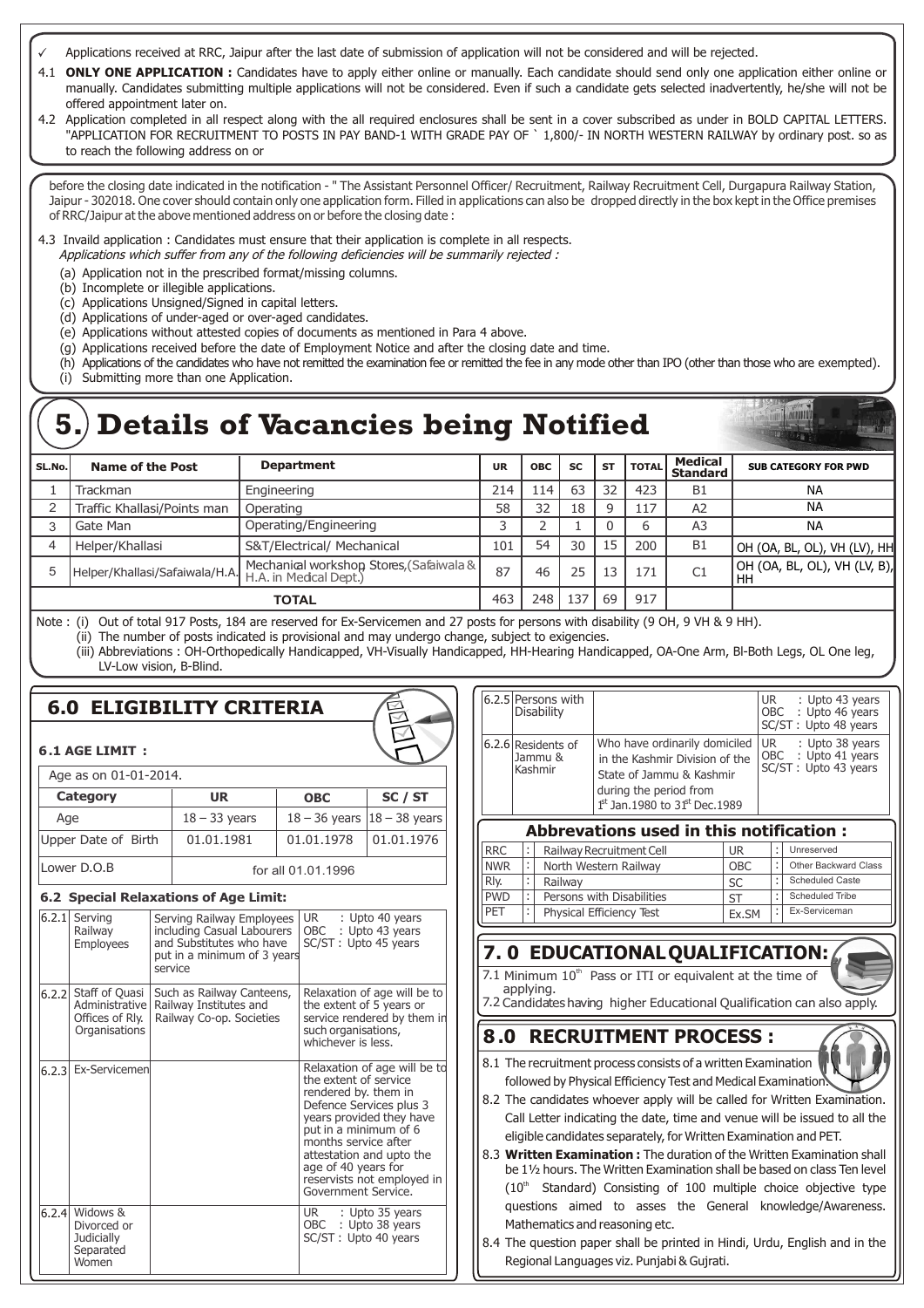✓ Applications received at RRC, Jaipur after the last date of submission of application will not be considered and will be rejected.

4.1 **ONLY ONE APPLICATION :** Candidates have to apply either online or manually. Each candidate should send only one application either online or manually. Candidates submitting multiple applications will not be considered. Even if such a candidate gets selected inadvertently, he/she will not be offered appointment later on.

4.2 Application completed in all respect along with the all required enclosures shall be sent in a cover subscribed as under in BOLD CAPITAL LETTERS. "APPLICATION FOR RECRUITMENT TO POSTS IN PAY BAND-1 WITH GRADE PAY OF ` 1,800/- IN NORTH WESTERN RAILWAY by ordinary post. so as to reach the following address on or

before the closing date indicated in the notification - " The Assistant Personnel Officer/ Recruitment, Railway Recruitment Cell, Durgapura Railway Station, Jaipur - 302018. One cover should contain only one application form. Filled in applications can also be dropped directly in the box kept in the Office premises of RRC/Jaipur at the above mentioned address on or before the closing date :

4.3 Invaild application : Candidates must ensure that their application is complete in all respects.
*Applications which suffer from any of the following deficiencies will be summarily rejected :*

(a) Application not in the prescribed format/missing columns.
(b) Incomplete or illegible applications.
(c) Applications Unsigned/Signed in capital letters.
(d) Applications of under-aged or over-aged candidates.
(e) Applications without attested copies of documents as mentioned in Para 4 above.
(g) Applications received before the date of Employment Notice and after the closing date and time.
(h) Applications of the candidates who have not remitted the examination fee or remitted the fee in any mode other than IPO (other than those who are exempted).
(i) Submitting more than one Application.

# 5.) Details of Vacancies being Notified

| SL.No. | Name of the Post | Department | UR | OBC | SC | ST | TOTAL | Medical Standard | SUB CATEGORY FOR PWD |
|---|---|---|---|---|---|---|---|---|---|
| 1 | Trackman | Engineering | 214 | 114 | 63 | 32 | 423 | B1 | NA |
| 2 | Traffic Khallasi/Points man | Operating | 58 | 32 | 18 | 9 | 117 | A2 | NA |
| 3 | Gate Man | Operating/Engineering | 3 | 2 | 1 | 0 | 6 | A3 | NA |
| 4 | Helper/Khallasi | S&T/Electrical/ Mechanical | 101 | 54 | 30 | 15 | 200 | B1 | OH (OA, BL, OL), VH (LV), HH |
| 5 | Helper/Khallasi/Safaiwala/H.A. | Mechanical workshop Stores,(Safaiwala & H.A. in Medical Dept.) | 87 | 46 | 25 | 13 | 171 | C1 | OH (OA, BL, OL), VH (LV, B), HH |
| | TOTAL | | 463 | 248 | 137 | 69 | 917 | | |

Note : (i) Out of total 917 Posts, 184 are reserved for Ex-Servicemen and 27 posts for persons with disability (9 OH, 9 VH & 9 HH).
(ii) The number of posts indicated is provisional and may undergo change, subject to exigencies.
(iii) Abbreviations : OH-Orthopedically Handicapped, VH-Visually Handicapped, HH-Hearing Handicapped, OA-One Arm, Bl-Both Legs, OL One leg, LV-Low vision, B-Blind.

## 6.0 ELIGIBILITY CRITERIA

### 6.1 AGE LIMIT :

| Age as on 01-01-2014. | | | |
|---|---|---|---|
| **Category** | **UR** | **OBC** | **SC / ST** |
| Age | 18 – 33 years | 18 – 36 years | 18 – 38 years |
| Upper Date of Birth | 01.01.1981 | 01.01.1978 | 01.01.1976 |
| Lower D.O.B | for all 01.01.1996 | | |

### 6.2 Special Relaxations of Age Limit:

| | | | |
|---|---|---|---|
| 6.2.1 | Serving Railway Employees | Serving Railway Employees including Casual Labourers and Substitutes who have put in a minimum of 3 years service | UR : Upto 40 years OBC : Upto 43 years SC/ST : Upto 45 years |
| 6.2.2 | Staff of Quasi Administrative Offices of Rly. Organisations | Such as Railway Canteens, Railway Institutes and Railway Co-op. Societies | Relaxation of age will be to the extent of 5 years or service rendered by them in such organisations, whichever is less. |
| 6.2.3 | Ex-Servicemen | | Relaxation of age will be to the extent of service rendered by. them in Defence Services plus 3 years provided they have put in a minimum of 6 months service after attestation and upto the age of 40 years for reservists not employed in Government Service. |
| 6.2.4 | Widows & Divorced or Judicially Separated Women | | UR : Upto 35 years OBC : Upto 38 years SC/ST : Upto 40 years |
| 6.2.5 | Persons with Disability | | UR : Upto 43 years OBC : Upto 46 years SC/ST : Upto 48 years |
| 6.2.6 | Residents of Jammu & Kashmir | Who have ordinarily domiciled in the Kashmir Division of the State of Jammu & Kashmir during the period from 1st Jan.1980 to 31st Dec.1989 | UR : Upto 38 years OBC : Upto 41 years SC/ST : Upto 43 years |

### Abbrevations used in this notification :

| | | | | | |
|---|---|---|---|---|---|
| RRC | : | Railway Recruitment Cell | UR | : | Unreserved |
| NWR | : | North Western Railway | OBC | : | Other Backward Class |
| Rly. | : | Railway | SC | : | Scheduled Caste |
| PWD | : | Persons with Disabilities | ST | : | Scheduled Tribe |
| PET | : | Physical Efficiency Test | Ex.SM | : | Ex-Serviceman |

## 7.0 EDUCATIONAL QUALIFICATION:

7.1 Minimum 10th Pass or ITI or equivalent at the time of applying.

7.2 Candidates having higher Educational Qualification can also apply.

## 8.0 RECRUITMENT PROCESS :

8.1 The recruitment process consists of a written Examination followed by Physical Efficiency Test and Medical Examination.

8.2 The candidates whoever apply will be called for Written Examination. Call Letter indicating the date, time and venue will be issued to all the eligible candidates separately, for Written Examination and PET.

8.3 **Written Examination :** The duration of the Written Examination shall be 1½ hours. The Written Examination shall be based on class Ten level (10th Standard) Consisting of 100 multiple choice objective type questions aimed to asses the General knowledge/Awareness. Mathematics and reasoning etc.

8.4 The question paper shall be printed in Hindi, Urdu, English and in the Regional Languages viz. Punjabi & Gujrati.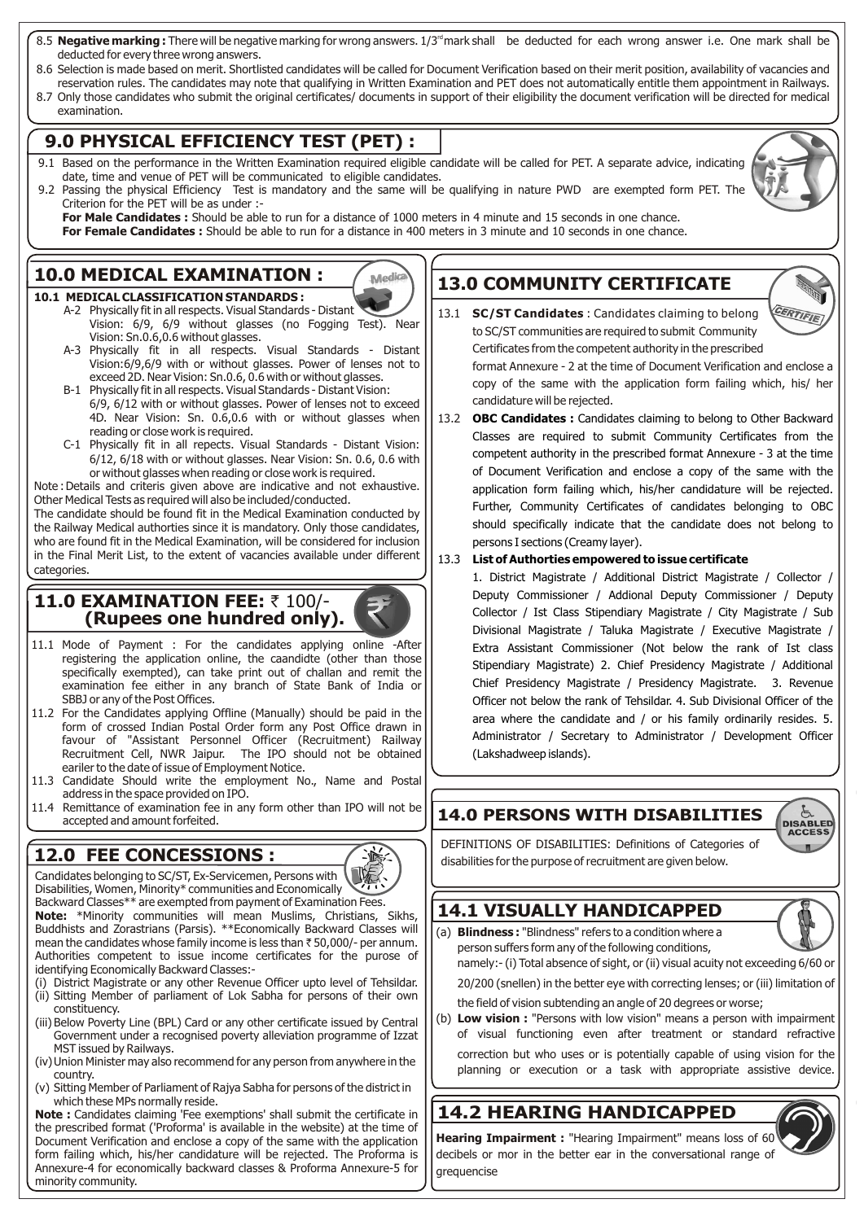8.5 **Negative marking :** There will be negative marking for wrong answers. 1/3rd mark shall be deducted for each wrong answer i.e. One mark shall be deducted for every three wrong answers.

8.6 Selection is made based on merit. Shortlisted candidates will be called for Document Verification based on their merit position, availability of vacancies and reservation rules. The candidates may note that qualifying in Written Examination and PET does not automatically entitle them appointment in Railways.

8.7 Only those candidates who submit the original certificates/ documents in support of their eligibility the document verification will be directed for medical examination.

## 9.0 PHYSICAL EFFICIENCY TEST (PET) :

9.1 Based on the performance in the Written Examination required eligible candidate will be called for PET. A separate advice, indicating date, time and venue of PET will be communicated to eligible candidates.

9.2 Passing the physical Efficiency Test is mandatory and the same will be qualifying in nature PWD are exempted form PET. The Criterion for the PET will be as under :-

**For Male Candidates :** Should be able to run for a distance of 1000 meters in 4 minute and 15 seconds in one chance.

**For Female Candidates :** Should be able to run for a distance in 400 meters in 3 minute and 10 seconds in one chance.

## 10.0 MEDICAL EXAMINATION :

**10.1 MEDICAL CLASSIFICATION STANDARDS :**

A-2 Physically fit in all respects. Visual Standards - Distant Vision: 6/9, 6/9 without glasses (no Fogging Test). Near Vision: Sn.0.6,0.6 without glasses.

A-3 Physically fit in all respects. Visual Standards - Distant Vision:6/9,6/9 with or without glasses. Power of lenses not to exceed 2D. Near Vision: Sn.0.6, 0.6 with or without glasses.

B-1 Physically fit in all respects. Visual Standards - Distant Vision: 6/9, 6/12 with or without glasses. Power of lenses not to exceed 4D. Near Vision: Sn. 0.6,0.6 with or without glasses when reading or close work is required.

C-1 Physically fit in all repects. Visual Standards - Distant Vision: 6/12, 6/18 with or without glasses. Near Vision: Sn. 0.6, 0.6 with or without glasses when reading or close work is required.

Note : Details and criteris given above are indicative and not exhaustive. Other Medical Tests as required will also be included/conducted.

The candidate should be found fit in the Medical Examination conducted by the Railway Medical authorities since it is mandatory. Only those candidates, who are found fit in the Medical Examination, will be considered for inclusion in the Final Merit List, to the extent of vacancies available under different categories.

## 11.0 EXAMINATION FEE: ₹ 100/- (Rupees one hundred only).

11.1 Mode of Payment : For the candidates applying online -After registering the application online, the caandidte (other than those specifically exempted), can take print out of challan and remit the examination fee either in any branch of State Bank of India or SBBJ or any of the Post Offices.

11.2 For the Candidates applying Offline (Manually) should be paid in the form of crossed Indian Postal Order form any Post Office drawn in favour of "Assistant Personnel Officer (Recruitment) Railway Recruitment Cell, NWR Jaipur. The IPO should not be obtained eariler to the date of issue of Employment Notice.

11.3 Candidate Should write the employment No., Name and Postal address in the space provided on IPO.

11.4 Remittance of examination fee in any form other than IPO will not be accepted and amount forfeited.

## 12.0 FEE CONCESSIONS :

Candidates belonging to SC/ST, Ex-Servicemen, Persons with Disabilities, Women, Minority* communities and Economically Backward Classes** are exempted from payment of Examination Fees.

**Note:** *Minority communities will mean Muslims, Christians, Sikhs, Buddhists and Zorastrians (Parsis). **Economically Backward Classes will mean the candidates whose family income is less than ₹ 50,000/- per annum. Authorities competent to issue income certificates for the purose of identifying Economically Backward Classes:-

(i) District Magistrate or any other Revenue Officer upto level of Tehsildar.
(ii) Sitting Member of parliament of Lok Sabha for persons of their own constituency.
(iii) Below Poverty Line (BPL) Card or any other certificate issued by Central Government under a recognised poverty alleviation programme of Izzat MST issued by Railways.
(iv) Union Minister may also recommend for any person from anywhere in the country.
(v) Sitting Member of Parliament of Rajya Sabha for persons of the district in which these MPs normally reside.

**Note :** Candidates claiming 'Fee exemptions' shall submit the certificate in the prescribed format ('Proforma' is available in the website) at the time of Document Verification and enclose a copy of the same with the application form failing which, his/her candidature will be rejected. The Proforma is Annexure-4 for economically backward classes & Proforma Annexure-5 for minority community.

## 13.0 COMMUNITY CERTIFICATE

13.1 **SC/ST Candidates** : Candidates claiming to belong to SC/ST communities are required to submit Community Certificates from the competent authority in the prescribed format Annexure - 2 at the time of Document Verification and enclose a copy of the same with the application form failing which, his/ her candidature will be rejected.

13.2 **OBC Candidates :** Candidates claiming to belong to Other Backward Classes are required to submit Community Certificates from the competent authority in the prescribed format Annexure - 3 at the time of Document Verification and enclose a copy of the same with the application form failing which, his/her candidature will be rejected. Further, Community Certificates of candidates belonging to OBC should specifically indicate that the candidate does not belong to persons I sections (Creamy layer).

13.3 **List of Authorties empowered to issue certificate**

1. District Magistrate / Additional District Magistrate / Collector / Deputy Commissioner / Addional Deputy Commissioner / Deputy Collector / Ist Class Stipendiary Magistrate / City Magistrate / Sub Divisional Magistrate / Taluka Magistrate / Executive Magistrate / Extra Assistant Commissioner (Not below the rank of Ist class Stipendiary Magistrate) 2. Chief Presidency Magistrate / Additional Chief Presidency Magistrate / Presidency Magistrate. 3. Revenue Officer not below the rank of Tehsildar. 4. Sub Divisional Officer of the area where the candidate and / or his family ordinarily resides. 5. Administrator / Secretary to Administrator / Development Officer (Lakshadweep islands).

## 14.0 PERSONS WITH DISABILITIES

DEFINITIONS OF DISABILITIES: Definitions of Categories of disabilities for the purpose of recruitment are given below.

## 14.1 VISUALLY HANDICAPPED

(a) **Blindness :** "Blindness" refers to a condition where a person suffers form any of the following conditions, namely:- (i) Total absence of sight, or (ii) visual acuity not exceeding 6/60 or 20/200 (snellen) in the better eye with correcting lenses; or (iii) limitation of the field of vision subtending an angle of 20 degrees or worse;

(b) **Low vision :** "Persons with low vision" means a person with impairment of visual functioning even after treatment or standard refractive correction but who uses or is potentially capable of using vision for the planning or execution or a task with appropriate assistive device.

## 14.2 HEARING HANDICAPPED

**Hearing Impairment :** "Hearing Impairment" means loss of 60 decibels or mor in the better ear in the conversational range of grequencise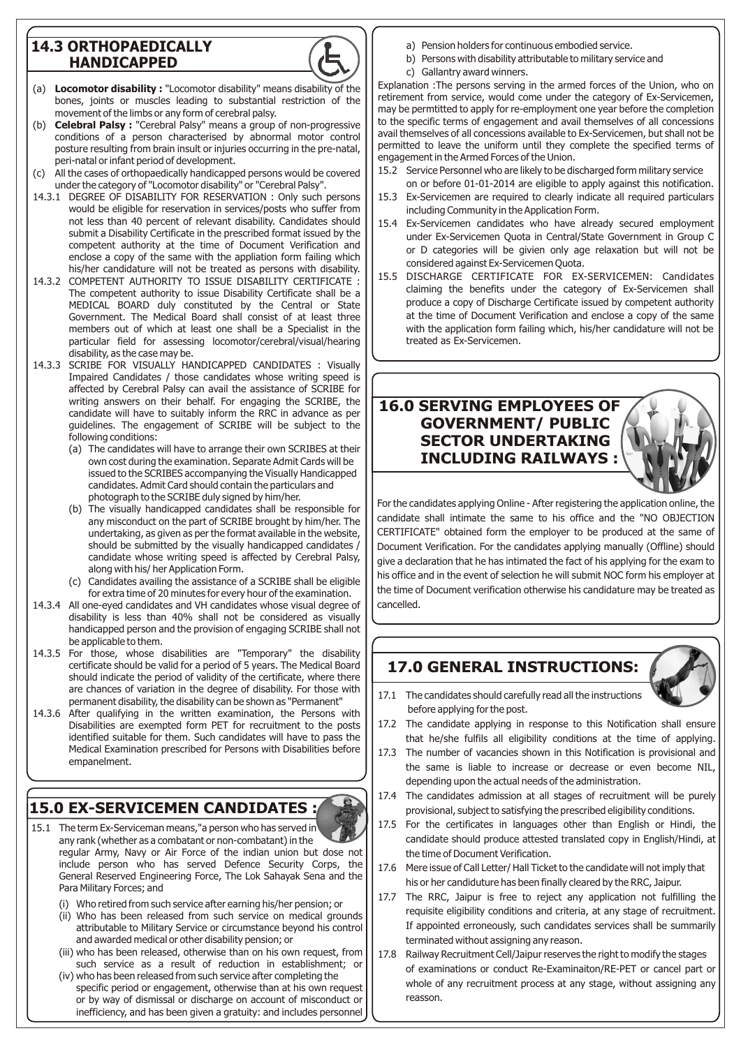## 14.3 ORTHOPAEDICALLY HANDICAPPED

(a) **Locomotor disability :** "Locomotor disability" means disability of the bones, joints or muscles leading to substantial restriction of the movement of the limbs or any form of cerebral palsy.

(b) **Celebral Palsy :** "Cerebral Palsy" means a group of non-progressive conditions of a person characterised by abnormal motor control posture resulting from brain insult or injuries occurring in the pre-natal, peri-natal or infant period of development.

(c) All the cases of orthopaedically handicapped persons would be covered under the category of "Locomotor disability" or "Cerebral Palsy".

14.3.1 DEGREE OF DISABILITY FOR RESERVATION : Only such persons would be eligible for reservation in services/posts who suffer from not less than 40 percent of relevant disability. Candidates should submit a Disability Certificate in the prescribed format issued by the competent authority at the time of Document Verification and enclose a copy of the same with the appliation form failing which his/her candidature will not be treated as persons with disability.

14.3.2 COMPETENT AUTHORITY TO ISSUE DISABILITY CERTIFICATE : The competent authority to issue Disability Certificate shall be a MEDICAL BOARD duly constituted by the Central or State Government. The Medical Board shall consist of at least three members out of which at least one shall be a Specialist in the particular field for assessing locomotor/cerebral/visual/hearing disability, as the case may be.

14.3.3 SCRIBE FOR VISUALLY HANDICAPPED CANDIDATES : Visually Impaired Candidates / those candidates whose writing speed is affected by Cerebral Palsy can avail the assistance of SCRIBE for writing answers on their behalf. For engaging the SCRIBE, the candidate will have to suitably inform the RRC in advance as per guidelines. The engagement of SCRIBE will be subject to the following conditions:

(a) The candidates will have to arrange their own SCRIBES at their own cost during the examination. Separate Admit Cards will be issued to the SCRIBES accompanying the Visually Handicapped candidates. Admit Card should contain the particulars and photograph to the SCRIBE duly signed by him/her.

(b) The visually handicapped candidates shall be responsible for any misconduct on the part of SCRIBE brought by him/her. The undertaking, as given as per the format available in the website, should be submitted by the visually handicapped candidates / candidate whose writing speed is affected by Cerebral Palsy, along with his/ her Application Form.

(c) Candidates availing the assistance of a SCRIBE shall be eligible for extra time of 20 minutes for every hour of the examination.

14.3.4 All one-eyed candidates and VH candidates whose visual degree of disability is less than 40% shall not be considered as visually handicapped person and the provision of engaging SCRIBE shall not be applicable to them.

14.3.5 For those, whose disabilities are "Temporary" the disability certificate should be valid for a period of 5 years. The Medical Board should indicate the period of validity of the certificate, where there are chances of variation in the degree of disability. For those with permanent disability, the disability can be shown as "Permanent"

14.3.6 After qualifying in the written examination, the Persons with Disabilities are exempted form PET for recruitment to the posts identified suitable for them. Such candidates will have to pass the Medical Examination prescribed for Persons with Disabilities before empanelment.

## 15.0 EX-SERVICEMEN CANDIDATES :

15.1 The term Ex-Serviceman means,"a person who has served in any rank (whether as a combatant or non-combatant) in the regular Army, Navy or Air Force of the indian union but dose not include person who has served Defence Security Corps, the General Reserved Engineering Force, The Lok Sahayak Sena and the Para Military Forces; and

(i) Who retired from such service after earning his/her pension; or

(ii) Who has been released from such service on medical grounds attributable to Military Service or circumstance beyond his control and awarded medical or other disability pension; or

(iii) who has been released, otherwise than on his own request, from such service as a result of reduction in establishment; or

(iv) who has been released from such service after completing the specific period or engagement, otherwise than at his own request or by way of dismissal or discharge on account of misconduct or inefficiency, and has been given a gratuity: and includes personnel

a) Pension holders for continuous embodied service.

b) Persons with disability attributable to military service and

c) Gallantry award winners.

Explanation :The persons serving in the armed forces of the Union, who on retirement from service, would come under the category of Ex-Servicemen, may be permtitted to apply for re-employment one year before the completion to the specific terms of engagement and avail themselves of all concessions avail themselves of all concessions available to Ex-Servicemen, but shall not be permitted to leave the uniform until they complete the specified terms of engagement in the Armed Forces of the Union.

15.2 Service Personnel who are likely to be discharged form military service on or before 01-01-2014 are eligible to apply against this notification.

15.3 Ex-Servicemen are required to clearly indicate all required particulars including Community in the Application Form.

15.4 Ex-Servicemen candidates who have already secured employment under Ex-Servicemen Quota in Central/State Government in Group C or D categories will be givien only age relaxation but will not be considered against Ex-Servicemen Quota.

15.5 DISCHARGE CERTIFICATE FOR EX-SERVICEMEN: Candidates claiming the benefits under the category of Ex-Servicemen shall produce a copy of Discharge Certificate issued by competent authority at the time of Document Verification and enclose a copy of the same with the application form failing which, his/her candidature will not be treated as Ex-Servicemen.

## 16.0 SERVING EMPLOYEES OF GOVERNMENT/ PUBLIC SECTOR UNDERTAKING INCLUDING RAILWAYS :

For the candidates applying Online - After registering the application online, the candidate shall intimate the same to his office and the "NO OBJECTION CERTIFICATE" obtained form the employer to be produced at the same of Document Verification. For the candidates applying manually (Offline) should give a declaration that he has intimated the fact of his applying for the exam to his office and in the event of selection he will submit NOC form his employer at the time of Document verification otherwise his candidature may be treated as cancelled.

## 17.0 GENERAL INSTRUCTIONS:

17.1 The candidates should carefully read all the instructions before applying for the post.

17.2 The candidate applying in response to this Notification shall ensure that he/she fulfils all eligibility conditions at the time of applying.

17.3 The number of vacancies shown in this Notification is provisional and the same is liable to increase or decrease or even become NIL, depending upon the actual needs of the administration.

17.4 The candidates admission at all stages of recruitment will be purely provisional, subject to satisfying the prescribed eligibility conditions.

17.5 For the certificates in languages other than English or Hindi, the candidate should produce attested translated copy in English/Hindi, at the time of Document Verification.

17.6 Mere issue of Call Letter/ Hall Ticket to the candidate will not imply that his or her candiduture has been finally cleared by the RRC, Jaipur.

17.7 The RRC, Jaipur is free to reject any application not fulfilling the requisite eligibility conditions and criteria, at any stage of recruitment. If appointed erroneously, such candidates services shall be summarily terminated without assigning any reason.

17.8 Railway Recruitment Cell/Jaipur reserves the right to modify the stages of examinations or conduct Re-Examinaiton/RE-PET or cancel part or whole of any recruitment process at any stage, without assigning any reasson.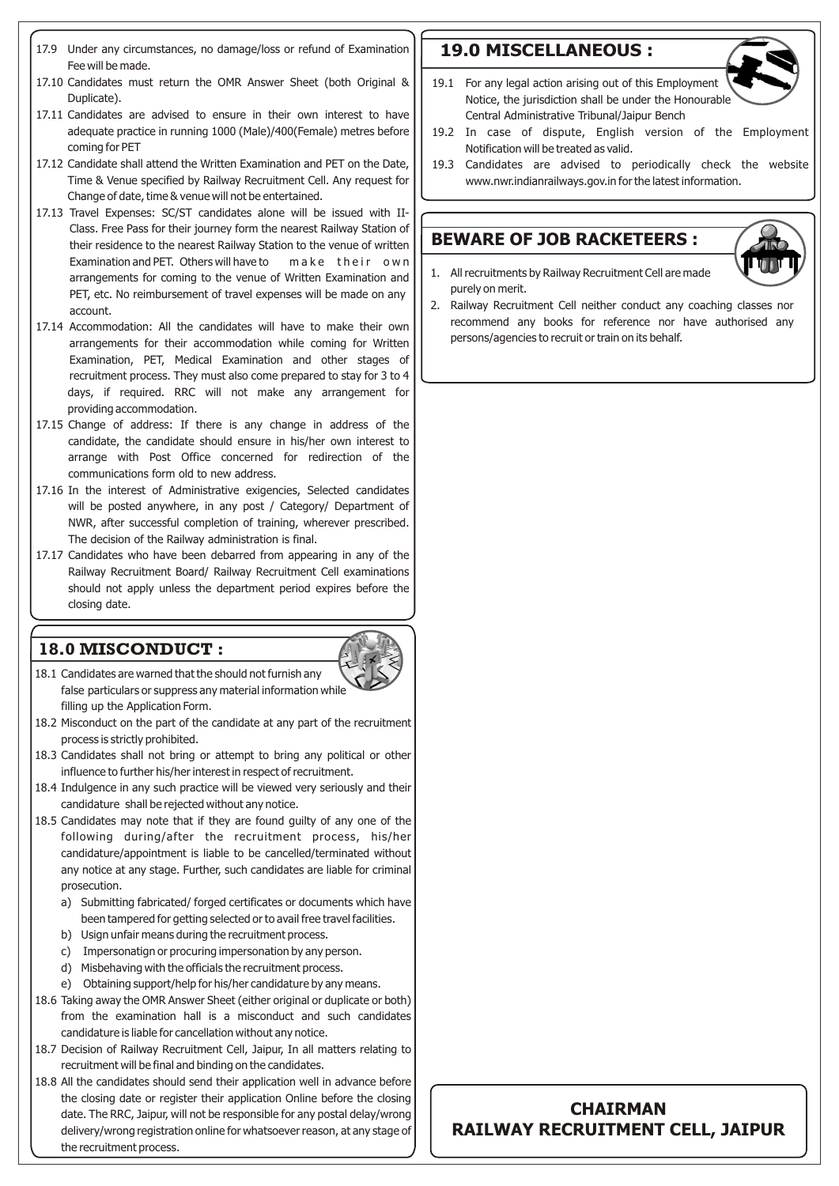17.9 Under any circumstances, no damage/loss or refund of Examination Fee will be made.

17.10 Candidates must return the OMR Answer Sheet (both Original & Duplicate).

17.11 Candidates are advised to ensure in their own interest to have adequate practice in running 1000 (Male)/400(Female) metres before coming for PET

17.12 Candidate shall attend the Written Examination and PET on the Date, Time & Venue specified by Railway Recruitment Cell. Any request for Change of date, time & venue will not be entertained.

17.13 Travel Expenses: SC/ST candidates alone will be issued with II-Class. Free Pass for their journey form the nearest Railway Station of their residence to the nearest Railway Station to the venue of written Examination and PET. Others will have to make their own arrangements for coming to the venue of Written Examination and PET, etc. No reimbursement of travel expenses will be made on any account.

17.14 Accommodation: All the candidates will have to make their own arrangements for their accommodation while coming for Written Examination, PET, Medical Examination and other stages of recruitment process. They must also come prepared to stay for 3 to 4 days, if required. RRC will not make any arrangement for providing accommodation.

17.15 Change of address: If there is any change in address of the candidate, the candidate should ensure in his/her own interest to arrange with Post Office concerned for redirection of the communications form old to new address.

17.16 In the interest of Administrative exigencies, Selected candidates will be posted anywhere, in any post / Category/ Department of NWR, after successful completion of training, wherever prescribed. The decision of the Railway administration is final.

17.17 Candidates who have been debarred from appearing in any of the Railway Recruitment Board/ Railway Recruitment Cell examinations should not apply unless the department period expires before the closing date.

## 18.0 MISCONDUCT :

18.1 Candidates are warned that the should not furnish any false particulars or suppress any material information while filling up the Application Form.

18.2 Misconduct on the part of the candidate at any part of the recruitment process is strictly prohibited.

18.3 Candidates shall not bring or attempt to bring any political or other influence to further his/her interest in respect of recruitment.

18.4 Indulgence in any such practice will be viewed very seriously and their candidature shall be rejected without any notice.

18.5 Candidates may note that if they are found guilty of any one of the following during/after the recruitment process, his/her candidature/appointment is liable to be cancelled/terminated without any notice at any stage. Further, such candidates are liable for criminal prosecution.

a) Submitting fabricated/ forged certificates or documents which have been tampered for getting selected or to avail free travel facilities.

b) Usign unfair means during the recruitment process.

c) Impersonatign or procuring impersonation by any person.

d) Misbehaving with the officials the recruitment process.

e) Obtaining support/help for his/her candidature by any means.

18.6 Taking away the OMR Answer Sheet (either original or duplicate or both) from the examination hall is a misconduct and such candidates candidature is liable for cancellation without any notice.

18.7 Decision of Railway Recruitment Cell, Jaipur, In all matters relating to recruitment will be final and binding on the candidates.

18.8 All the candidates should send their application well in advance before the closing date or register their application Online before the closing date. The RRC, Jaipur, will not be responsible for any postal delay/wrong delivery/wrong registration online for whatsoever reason, at any stage of the recruitment process.

## 19.0 MISCELLANEOUS :

19.1 For any legal action arising out of this Employment Notice, the jurisdiction shall be under the Honourable Central Administrative Tribunal/Jaipur Bench

19.2 In case of dispute, English version of the Employment Notification will be treated as valid.

19.3 Candidates are advised to periodically check the website www.nwr.indianrailways.gov.in for the latest information.

## BEWARE OF JOB RACKETEERS :

1. All recruitments by Railway Recruitment Cell are made purely on merit.
2. Railway Recruitment Cell neither conduct any coaching classes nor recommend any books for reference nor have authorised any persons/agencies to recruit or train on its behalf.

**CHAIRMAN**
**RAILWAY RECRUITMENT CELL, JAIPUR**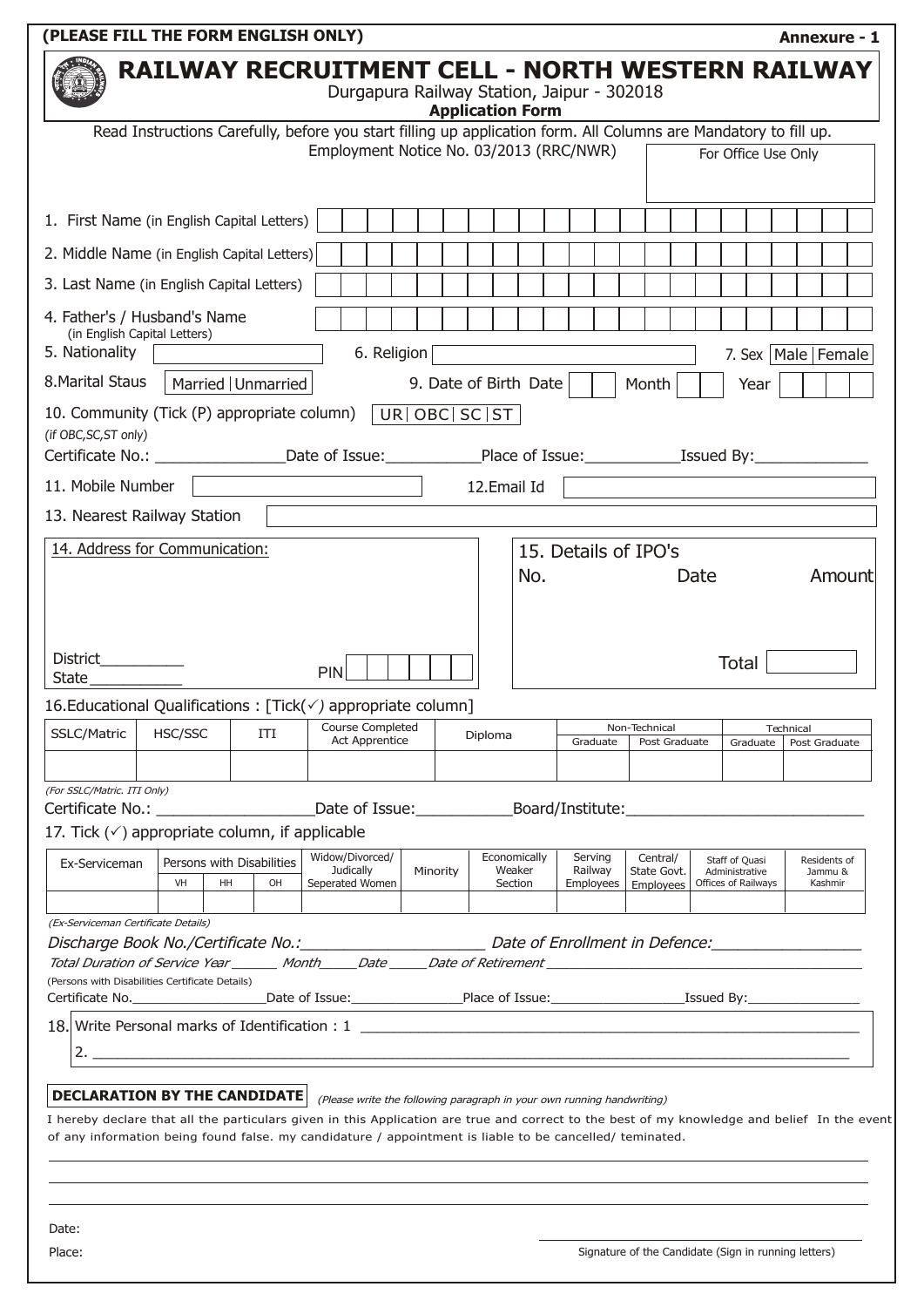**(PLEASE FILL THE FORM ENGLISH ONLY)** **Annexure - 1**

# RAILWAY RECRUITMENT CELL - NORTH WESTERN RAILWAY

Durgapura Railway Station, Jaipur - 302018

**Application Form**

Read Instructions Carefully, before you start filling up application form. All Columns are Mandatory to fill up.

Employment Notice No. 03/2013 (RRC/NWR)

For Office Use Only

1. First Name (in English Capital Letters)
2. Middle Name (in English Capital Letters)
3. Last Name (in English Capital Letters)
4. Father's / Husband's Name (in English Capital Letters)
5. Nationality
6. Religion
7. Sex Male | Female
8. Marital Staus Married | Unmarried
9. Date of Birth Date Month Year
10. Community (Tick (P) appropriate column) UR | OBC | SC | ST

*(if OBC,SC,ST only)*

Certificate No.: ______________Date of Issue:__________Place of Issue:__________Issued By:____________

11. Mobile Number
12. Email Id
13. Nearest Railway Station
14. Address for Communication:

District_________
State__________
PIN

15. Details of IPO's

| No. | Date | Amount |
|---|---|---|
| | Total | |

16. Educational Qualifications : [Tick(✓) appropriate column]

| SSLC/Matric | HSC/SSC | ITI | Course Completed Act Apprentice | Diploma | Non-Technical | | Technical | |
|---|---|---|---|---|---|---|---|---|
| | | | | | Graduate | Post Graduate | Graduate | Post Graduate |
| | | | | | | | | |

*(For SSLC/Matric. ITI Only)*

Certificate No.: ________________Date of Issue:__________Board/Institute:_________________________

17. Tick (✓) appropriate column, if applicable

| Ex-Serviceman | Persons with Disabilities | | | Widow/Divorced/ Judicially Seperated Women | Minority | Economically Weaker Section | Serving Railway Employees | Central/ State Govt. Employees | Staff of Quasi Administrative Offices of Railways | Residents of Jammu & Kashmir |
|---|---|---|---|---|---|---|---|---|---|---|
| | VH | HH | OH | | | | | | | |
| | | | | | | | | | | |

*(Ex-Serviceman Certificate Details)*

*Discharge Book No./Certificate No.:___________________ Date of Enrollment in Defence:_______________*

*Total Duration of Service Year ______ Month_____Date _____Date of Retirement ______________________________________*

(Persons with Disabilities Certificate Details)

Certificate No.________________Date of Issue:_____________Place of Issue:________________Issued By:______________

18. Write Personal marks of Identification : 1 ________________________________________________________

2. ______________________________________________________________________________________

**DECLARATION BY THE CANDIDATE** *(Please write the following paragraph in your own running handwriting)*

I hereby declare that all the particulars given in this Application are true and correct to the best of my knowledge and belief In the event of any information being found false. my candidature / appointment is liable to be cancelled/ teminated.

Date:

Place:

Signature of the Candidate (Sign in running letters)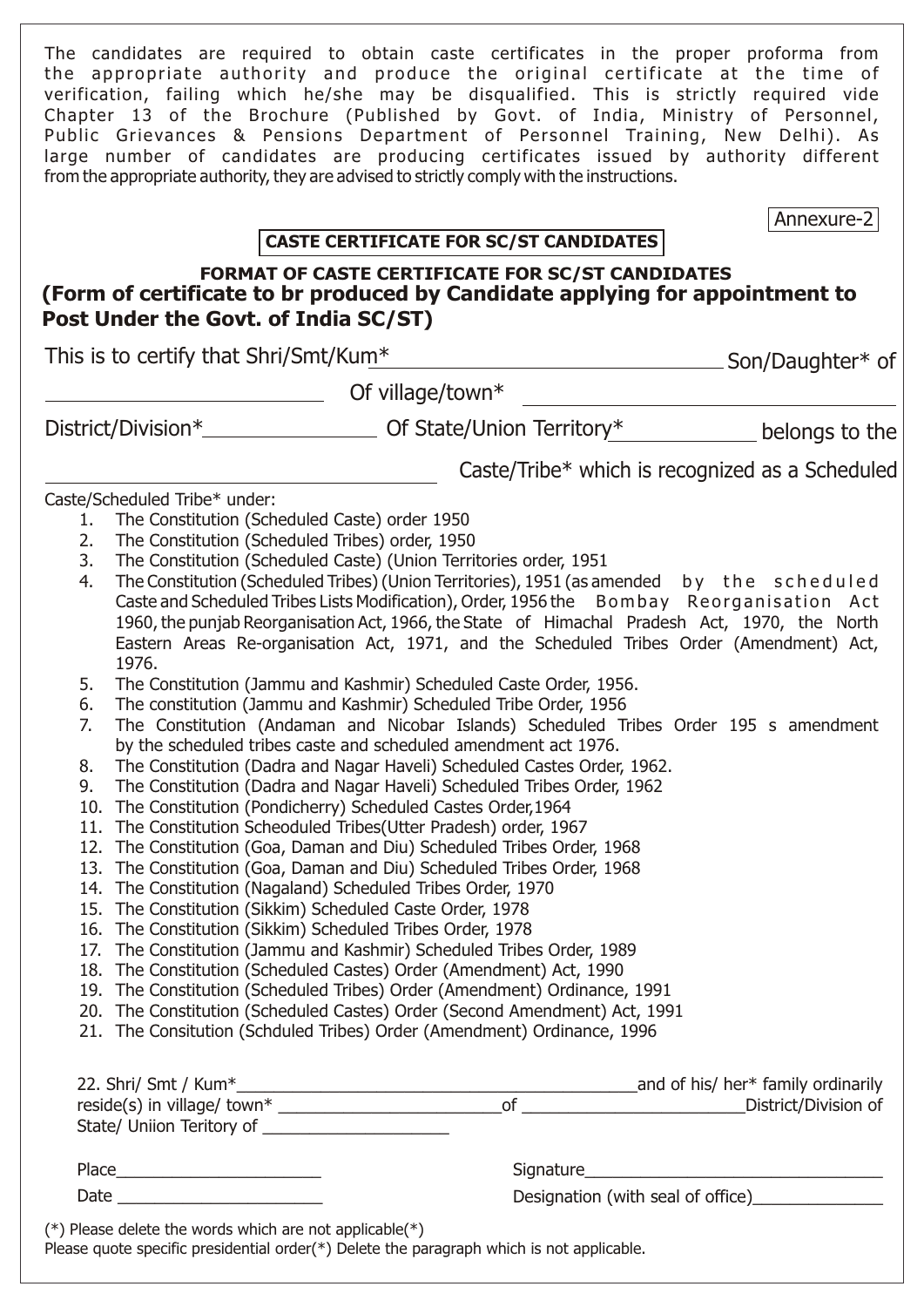The candidates are required to obtain caste certificates in the proper proforma from the appropriate authority and produce the original certificate at the time of verification, failing which he/she may be disqualified. This is strictly required vide Chapter 13 of the Brochure (Published by Govt. of India, Ministry of Personnel, Public Grievances & Pensions Department of Personnel Training, New Delhi). As large number of candidates are producing certificates issued by authority different from the appropriate authority, they are advised to strictly comply with the instructions.

Annexure-2

**CASTE CERTIFICATE FOR SC/ST CANDIDATES**

**FORMAT OF CASTE CERTIFICATE FOR SC/ST CANDIDATES**

**(Form of certificate to br produced by Candidate applying for appointment to Post Under the Govt. of India SC/ST)**

This is to certify that Shri/Smt/Kum*\_\_\_\_\_\_\_\_\_\_\_\_\_\_\_\_\_\_\_\_\_\_\_\_\_\_ Son/Daughter* of \_\_\_\_\_\_\_\_\_\_\_\_\_\_\_\_\_\_\_\_ Of village/town* \_\_\_\_\_\_\_\_\_\_\_\_\_\_\_\_\_\_\_\_\_\_\_\_\_\_ District/Division*\_\_\_\_\_\_\_\_\_\_\_\_\_\_ Of State/Union Territory*\_\_\_\_\_\_\_\_\_\_\_\_ belongs to the \_\_\_\_\_\_\_\_\_\_\_\_\_\_\_\_\_\_\_\_\_\_\_\_\_\_ Caste/Tribe* which is recognized as a Scheduled Caste/Scheduled Tribe* under:

1. The Constitution (Scheduled Caste) order 1950
2. The Constitution (Scheduled Tribes) order, 1950
3. The Constitution (Scheduled Caste) (Union Territories order, 1951
4. The Constitution (Scheduled Tribes) (Union Territories), 1951 (as amended by the scheduled Caste and Scheduled Tribes Lists Modification), Order, 1956 the Bombay Reorganisation Act 1960, the punjab Reorganisation Act, 1966, the State of Himachal Pradesh Act, 1970, the North Eastern Areas Re-organisation Act, 1971, and the Scheduled Tribes Order (Amendment) Act, 1976.
5. The Constitution (Jammu and Kashmir) Scheduled Caste Order, 1956.
6. The constitution (Jammu and Kashmir) Scheduled Tribe Order, 1956
7. The Constitution (Andaman and Nicobar Islands) Scheduled Tribes Order 195 s amendment by the scheduled tribes caste and scheduled amendment act 1976.
8. The Constitution (Dadra and Nagar Haveli) Scheduled Castes Order, 1962.
9. The Constitution (Dadra and Nagar Haveli) Scheduled Tribes Order, 1962
10. The Constitution (Pondicherry) Scheduled Castes Order,1964
11. The Constitution Scheoduled Tribes(Utter Pradesh) order, 1967
12. The Constitution (Goa, Daman and Diu) Scheduled Tribes Order, 1968
13. The Constitution (Goa, Daman and Diu) Scheduled Tribes Order, 1968
14. The Constitution (Nagaland) Scheduled Tribes Order, 1970
15. The Constitution (Sikkim) Scheduled Caste Order, 1978
16. The Constitution (Sikkim) Scheduled Tribes Order, 1978
17. The Constitution (Jammu and Kashmir) Scheduled Tribes Order, 1989
18. The Constitution (Scheduled Castes) Order (Amendment) Act, 1990
19. The Constitution (Scheduled Tribes) Order (Amendment) Ordinance, 1991
20. The Constitution (Scheduled Castes) Order (Second Amendment) Act, 1991
21. The Consitution (Schduled Tribes) Order (Amendment) Ordinance, 1996

22. Shri/ Smt / Kum*\_\_\_\_\_\_\_\_\_\_\_\_\_\_\_\_\_\_\_\_\_\_\_\_\_\_\_\_\_\_\_\_\_\_\_\_\_\_\_\_and of his/ her* family ordinarily reside(s) in village/ town* \_\_\_\_\_\_\_\_\_\_\_\_\_\_\_\_\_\_\_\_\_\_of \_\_\_\_\_\_\_\_\_\_\_\_\_\_\_\_\_\_\_\_\_\_District/Division of State/ Uniion Teritory of \_\_\_\_\_\_\_\_\_\_\_\_\_\_\_\_\_\_

Place\_\_\_\_\_\_\_\_\_\_\_\_\_\_\_\_\_\_\_\_ Signature\_\_\_\_\_\_\_\_\_\_\_\_\_\_\_\_\_\_\_\_\_\_\_\_\_\_\_\_\_\_

Date \_\_\_\_\_\_\_\_\_\_\_\_\_\_\_\_\_\_\_\_ Designation (with seal of office)\_\_\_\_\_\_\_\_\_\_\_\_\_

(*) Please delete the words which are not applicable(*)
Please quote specific presidential order(*) Delete the paragraph which is not applicable.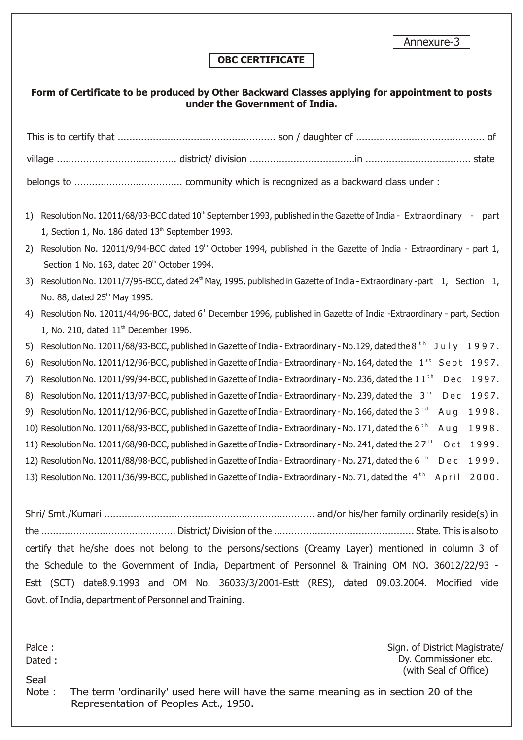Annexure-3

## OBC CERTIFICATE

**Form of Certificate to be produced by Other Backward Classes applying for appointment to posts under the Government of India.**

This is to certify that ...................................................... son / daughter of ............................................ of village ......................................... district/ division ...................................in .................................. state belongs to .................................... community which is recognized as a backward class under :

1) Resolution No. 12011/68/93-BCC dated 10th September 1993, published in the Gazette of India - Extraordinary - part 1, Section 1, No. 186 dated 13th September 1993.
2) Resolution No. 12011/9/94-BCC dated 19th October 1994, published in the Gazette of India - Extraordinary - part 1, Section 1 No. 163, dated 20th October 1994.
3) Resolution No. 12011/7/95-BCC, dated 24th May, 1995, published in Gazette of India - Extraordinary -part 1, Section 1, No. 88, dated 25th May 1995.
4) Resolution No. 12011/44/96-BCC, dated 6th December 1996, published in Gazette of India -Extraordinary - part, Section 1, No. 210, dated 11th December 1996.
5) Resolution No. 12011/68/93-BCC, published in Gazette of India - Extraordinary - No.129, dated the 8th July 1997.
6) Resolution No. 12011/12/96-BCC, published in Gazette of India - Extraordinary - No. 164, dated the 1st Sept 1997.
7) Resolution No. 12011/99/94-BCC, published in Gazette of India - Extraordinary - No. 236, dated the 11th Dec 1997.
8) Resolution No. 12011/13/97-BCC, published in Gazette of India - Extraordinary - No. 239, dated the 3rd Dec 1997.
9) Resolution No. 12011/12/96-BCC, published in Gazette of India - Extraordinary - No. 166, dated the 3rd Aug 1998.
10) Resolution No. 12011/68/93-BCC, published in Gazette of India - Extraordinary - No. 171, dated the 6th Aug 1998.
11) Resolution No. 12011/68/98-BCC, published in Gazette of India - Extraordinary - No. 241, dated the 27th Oct 1999.
12) Resolution No. 12011/88/98-BCC, published in Gazette of India - Extraordinary - No. 271, dated the 6th Dec 1999.
13) Resolution No. 12011/36/99-BCC, published in Gazette of India - Extraordinary - No. 71, dated the 4th April 2000.

Shri/ Smt./Kumari ....................................................................... and/or his/her family ordinarily reside(s) in the ............................................ District/ Division of the ............................................... State. This is also to certify that he/she does not belong to the persons/sections (Creamy Layer) mentioned in column 3 of the Schedule to the Government of India, Department of Personnel & Training OM NO. 36012/22/93 - Estt (SCT) date8.9.1993 and OM No. 36033/3/2001-Estt (RES), dated 09.03.2004. Modified vide Govt. of India, department of Personnel and Training.

Palce :
Dated :

Sign. of District Magistrate/
Dy. Commissioner etc.
(with Seal of Office)

Seal

Note : The term 'ordinarily' used here will have the same meaning as in section 20 of the Representation of Peoples Act., 1950.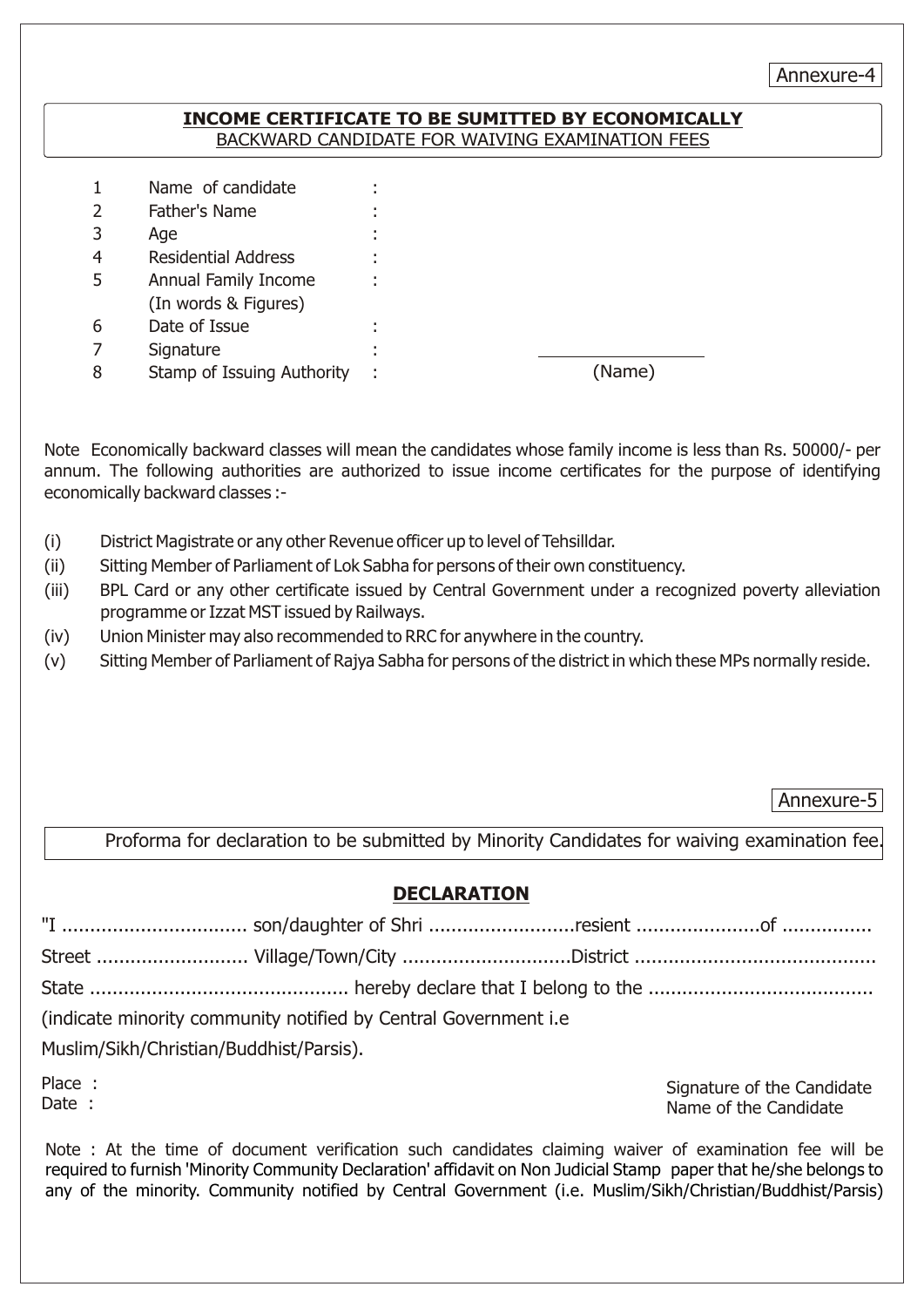Annexure-4

**INCOME CERTIFICATE TO BE SUMITTED BY ECONOMICALLY**
BACKWARD CANDIDATE FOR WAIVING EXAMINATION FEES

| | | |
|---|---|---|
| 1 | Name of candidate | : |
| 2 | Father's Name | : |
| 3 | Age | : |
| 4 | Residential Address | : |
| 5 | Annual Family Income (In words & Figures) | : |
| 6 | Date of Issue | : |
| 7 | Signature | : |
| 8 | Stamp of Issuing Authority | : |

(Name)

Note Economically backward classes will mean the candidates whose family income is less than Rs. 50000/- per annum. The following authorities are authorized to issue income certificates for the purpose of identifying economically backward classes :-

(i) District Magistrate or any other Revenue officer up to level of Tehsilldar.

(ii) Sitting Member of Parliament of Lok Sabha for persons of their own constituency.

(iii) BPL Card or any other certificate issued by Central Government under a recognized poverty alleviation programme or Izzat MST issued by Railways.

(iv) Union Minister may also recommended to RRC for anywhere in the country.

(v) Sitting Member of Parliament of Rajya Sabha for persons of the district in which these MPs normally reside.

Annexure-5

Proforma for declaration to be submitted by Minority Candidates for waiving examination fee.

## DECLARATION

"I ................................ son/daughter of Shri .........................resient ......................of ................ Street ........................... Village/Town/City .............................District .......................................... State ............................................. hereby declare that I belong to the ....................................... (indicate minority community notified by Central Government i.e Muslim/Sikh/Christian/Buddhist/Parsis).

Place :
Date :

Signature of the Candidate
Name of the Candidate

Note : At the time of document verification such candidates claiming waiver of examination fee will be required to furnish 'Minority Community Declaration' affidavit on Non Judicial Stamp paper that he/she belongs to any of the minority. Community notified by Central Government (i.e. Muslim/Sikh/Christian/Buddhist/Parsis)